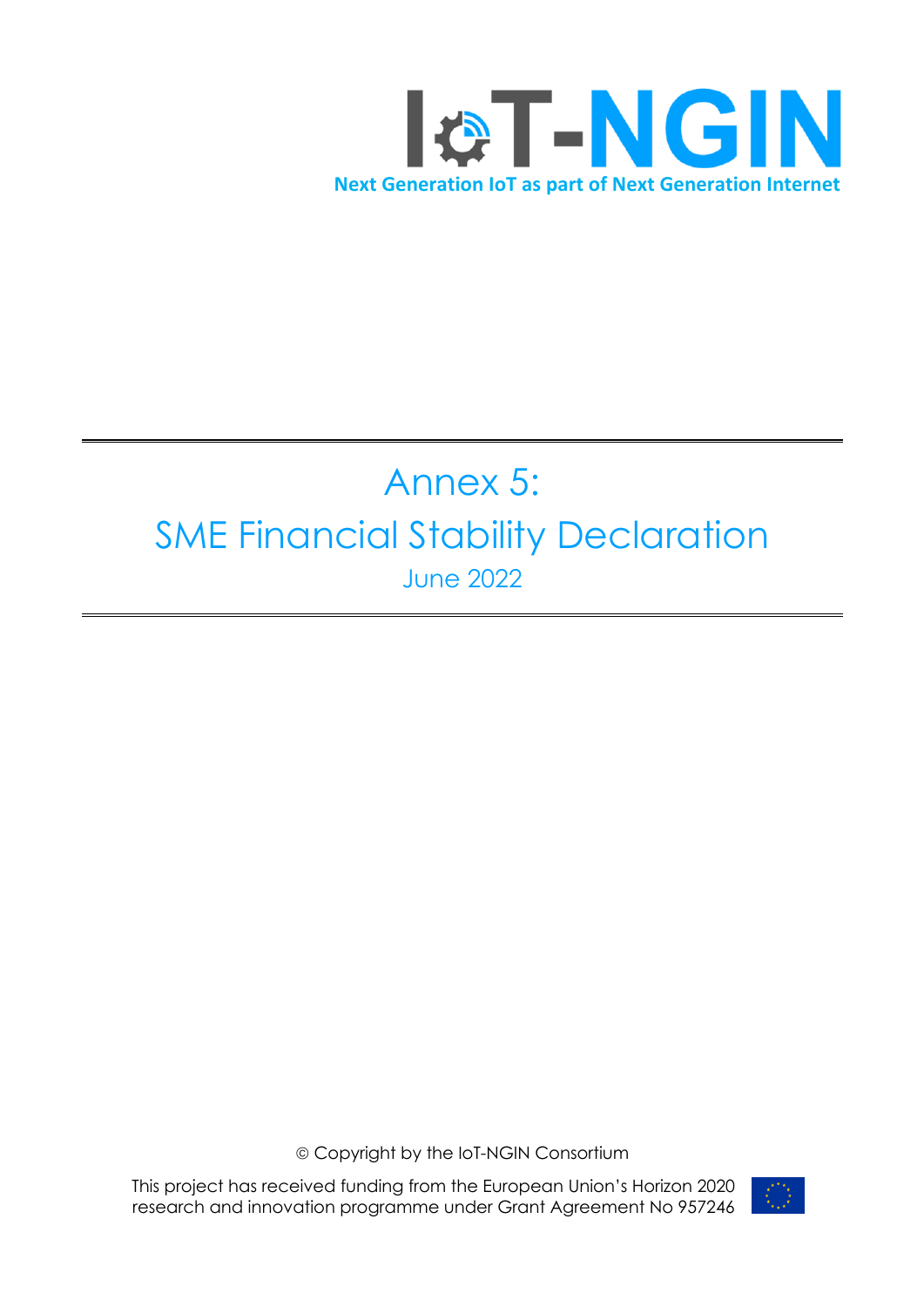**IoT-NGIN**

**Next Generation IoT as part of Next Generation Internet**

# Annex 5:
# SME Financial Stability Declaration

June 2022

© Copyright by the IoT-NGIN Consortium

This project has received funding from the European Union's Horizon 2020 research and innovation programme under Grant Agreement No 957246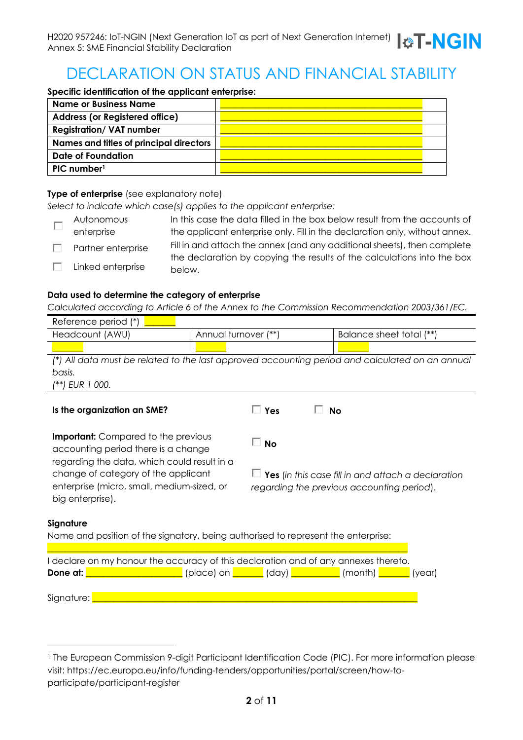# DECLARATION ON STATUS AND FINANCIAL STABILITY

**Specific identification of the applicant enterprise:**

| | |
|---|---|
| **Name or Business Name** | ______________________ |
| **Address (or Registered office)** | ______________________ |
| **Registration/ VAT number** | ______________________ |
| **Names and titles of principal directors** | ______________________ |
| **Date of Foundation** | ______________________ |
| **PIC number**[1] | ______________________ |

**Type of enterprise** (see explanatory note)

*Select to indicate which case(s) applies to the applicant enterprise:*

- ☐ Autonomous enterprise — In this case the data filled in the box below result from the accounts of the applicant enterprise only. Fill in the declaration only, without annex.
- ☐ Partner enterprise
- ☐ Linked enterprise

Fill in and attach the annex (and any additional sheets), then complete the declaration by copying the results of the calculations into the box below.

**Data used to determine the category of enterprise**

*Calculated according to Article 6 of the Annex to the Commission Recommendation 2003/361/EC.*

| Reference period (*) ______ | | |
|---|---|---|
| Headcount (AWU) | Annual turnover (**) | Balance sheet total (**) |
| ______ | ______ | ______ |

*(*) All data must be related to the last approved accounting period and calculated on an annual basis.*

*(**) EUR 1 000.*

**Is the organization an SME?** ☐ **Yes** ☐ **No**

**Important:** Compared to the previous accounting period there is a change regarding the data, which could result in a change of category of the applicant enterprise (micro, small, medium-sized, or big enterprise).

☐ **No**

☐ **Yes** (*in this case fill in and attach a declaration regarding the previous accounting period*).

**Signature**

Name and position of the signatory, being authorised to represent the enterprise:

______________________________________________

I declare on my honour the accuracy of this declaration and of any annexes thereto.

**Done at:** ______________ (place) on ______ (day) ________ (month) ______ (year)

Signature: ______________________________________________

---

[1] The European Commission 9-digit Participant Identification Code (PIC). For more information please visit: https://ec.europa.eu/info/funding-tenders/opportunities/portal/screen/how-to-participate/participant-register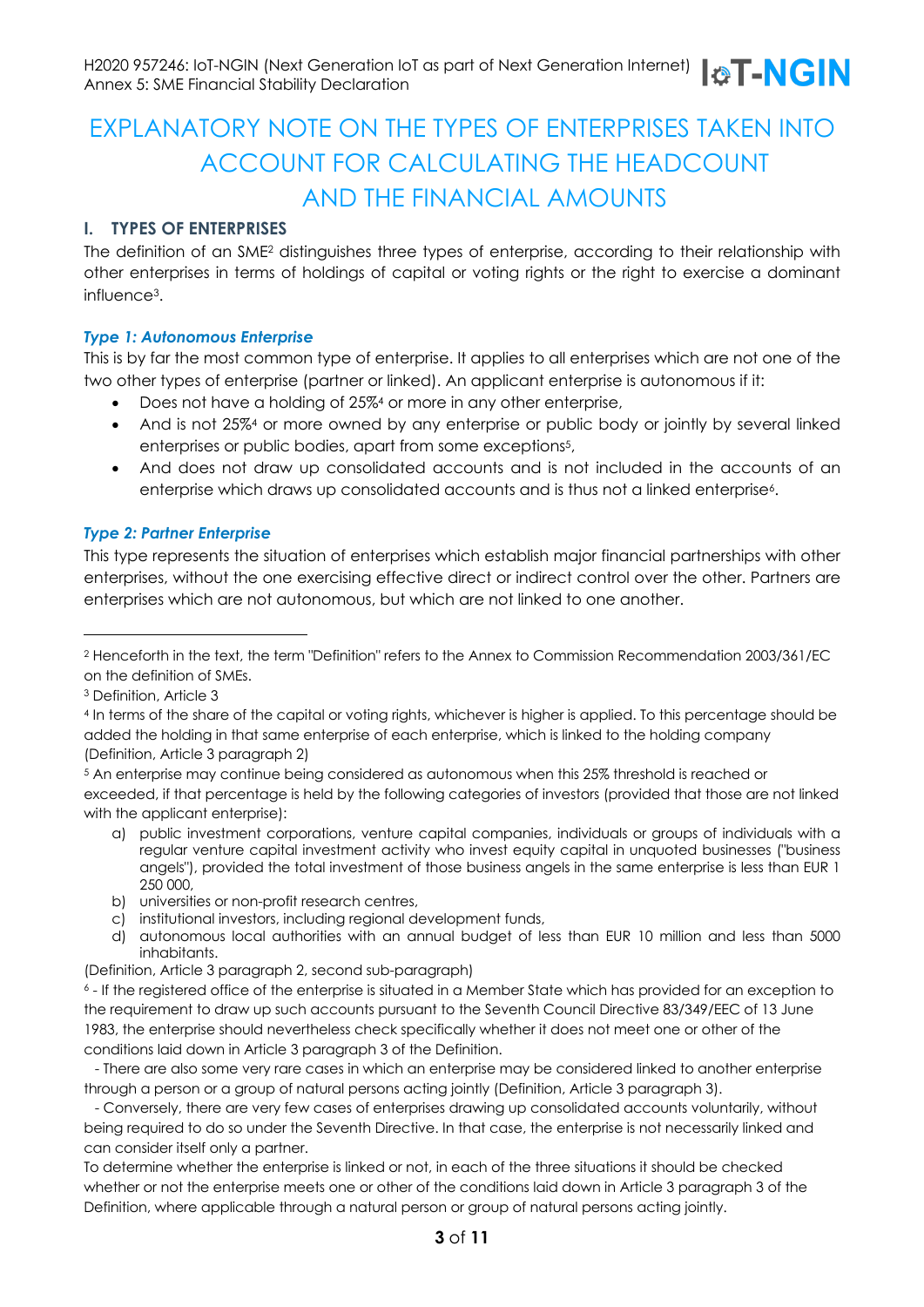# EXPLANATORY NOTE ON THE TYPES OF ENTERPRISES TAKEN INTO ACCOUNT FOR CALCULATING THE HEADCOUNT AND THE FINANCIAL AMOUNTS

## I. TYPES OF ENTERPRISES

The definition of an SME[2] distinguishes three types of enterprise, according to their relationship with other enterprises in terms of holdings of capital or voting rights or the right to exercise a dominant influence[3].

### *Type 1: Autonomous Enterprise*

This is by far the most common type of enterprise. It applies to all enterprises which are not one of the two other types of enterprise (partner or linked). An applicant enterprise is autonomous if it:

- Does not have a holding of 25%[4] or more in any other enterprise,
- And is not 25%[4] or more owned by any enterprise or public body or jointly by several linked enterprises or public bodies, apart from some exceptions[5],
- And does not draw up consolidated accounts and is not included in the accounts of an enterprise which draws up consolidated accounts and is thus not a linked enterprise[6].

### *Type 2: Partner Enterprise*

This type represents the situation of enterprises which establish major financial partnerships with other enterprises, without the one exercising effective direct or indirect control over the other. Partners are enterprises which are not autonomous, but which are not linked to one another.

---

[2] Henceforth in the text, the term "Definition" refers to the Annex to Commission Recommendation 2003/361/EC on the definition of SMEs.

[3] Definition, Article 3

[4] In terms of the share of the capital or voting rights, whichever is higher is applied. To this percentage should be added the holding in that same enterprise of each enterprise, which is linked to the holding company (Definition, Article 3 paragraph 2)

[5] An enterprise may continue being considered as autonomous when this 25% threshold is reached or exceeded, if that percentage is held by the following categories of investors (provided that those are not linked with the applicant enterprise):

a) public investment corporations, venture capital companies, individuals or groups of individuals with a regular venture capital investment activity who invest equity capital in unquoted businesses ("business angels"), provided the total investment of those business angels in the same enterprise is less than EUR 1 250 000,
b) universities or non-profit research centres,
c) institutional investors, including regional development funds,
d) autonomous local authorities with an annual budget of less than EUR 10 million and less than 5000 inhabitants.

(Definition, Article 3 paragraph 2, second sub-paragraph)

[6] - If the registered office of the enterprise is situated in a Member State which has provided for an exception to the requirement to draw up such accounts pursuant to the Seventh Council Directive 83/349/EEC of 13 June 1983, the enterprise should nevertheless check specifically whether it does not meet one or other of the conditions laid down in Article 3 paragraph 3 of the Definition.

- There are also some very rare cases in which an enterprise may be considered linked to another enterprise through a person or a group of natural persons acting jointly (Definition, Article 3 paragraph 3).

- Conversely, there are very few cases of enterprises drawing up consolidated accounts voluntarily, without being required to do so under the Seventh Directive. In that case, the enterprise is not necessarily linked and can consider itself only a partner.

To determine whether the enterprise is linked or not, in each of the three situations it should be checked whether or not the enterprise meets one or other of the conditions laid down in Article 3 paragraph 3 of the Definition, where applicable through a natural person or group of natural persons acting jointly.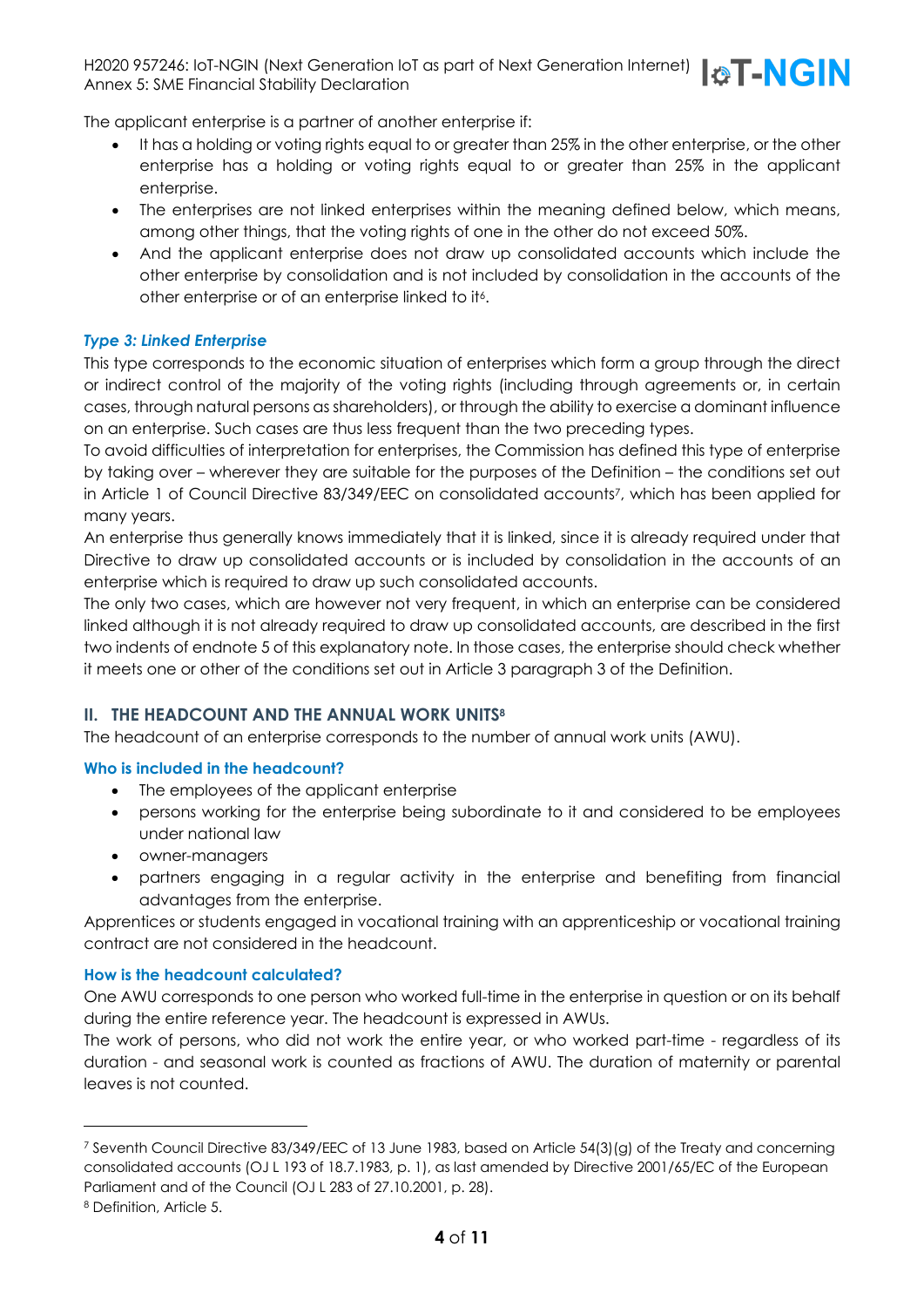The applicant enterprise is a partner of another enterprise if:

- It has a holding or voting rights equal to or greater than 25% in the other enterprise, or the other enterprise has a holding or voting rights equal to or greater than 25% in the applicant enterprise.
- The enterprises are not linked enterprises within the meaning defined below, which means, among other things, that the voting rights of one in the other do not exceed 50%.
- And the applicant enterprise does not draw up consolidated accounts which include the other enterprise by consolidation and is not included by consolidation in the accounts of the other enterprise or of an enterprise linked to it[6].

### *Type 3: Linked Enterprise*

This type corresponds to the economic situation of enterprises which form a group through the direct or indirect control of the majority of the voting rights (including through agreements or, in certain cases, through natural persons as shareholders), or through the ability to exercise a dominant influence on an enterprise. Such cases are thus less frequent than the two preceding types.

To avoid difficulties of interpretation for enterprises, the Commission has defined this type of enterprise by taking over – wherever they are suitable for the purposes of the Definition – the conditions set out in Article 1 of Council Directive 83/349/EEC on consolidated accounts[7], which has been applied for many years.

An enterprise thus generally knows immediately that it is linked, since it is already required under that Directive to draw up consolidated accounts or is included by consolidation in the accounts of an enterprise which is required to draw up such consolidated accounts.

The only two cases, which are however not very frequent, in which an enterprise can be considered linked although it is not already required to draw up consolidated accounts, are described in the first two indents of endnote 5 of this explanatory note. In those cases, the enterprise should check whether it meets one or other of the conditions set out in Article 3 paragraph 3 of the Definition.

## II. THE HEADCOUNT AND THE ANNUAL WORK UNITS[8]

The headcount of an enterprise corresponds to the number of annual work units (AWU).

### Who is included in the headcount?

- The employees of the applicant enterprise
- persons working for the enterprise being subordinate to it and considered to be employees under national law
- owner-managers
- partners engaging in a regular activity in the enterprise and benefiting from financial advantages from the enterprise.

Apprentices or students engaged in vocational training with an apprenticeship or vocational training contract are not considered in the headcount.

### How is the headcount calculated?

One AWU corresponds to one person who worked full-time in the enterprise in question or on its behalf during the entire reference year. The headcount is expressed in AWUs.

The work of persons, who did not work the entire year, or who worked part-time - regardless of its duration - and seasonal work is counted as fractions of AWU. The duration of maternity or parental leaves is not counted.

---

[7] Seventh Council Directive 83/349/EEC of 13 June 1983, based on Article 54(3)(g) of the Treaty and concerning consolidated accounts (OJ L 193 of 18.7.1983, p. 1), as last amended by Directive 2001/65/EC of the European Parliament and of the Council (OJ L 283 of 27.10.2001, p. 28).

[8] Definition, Article 5.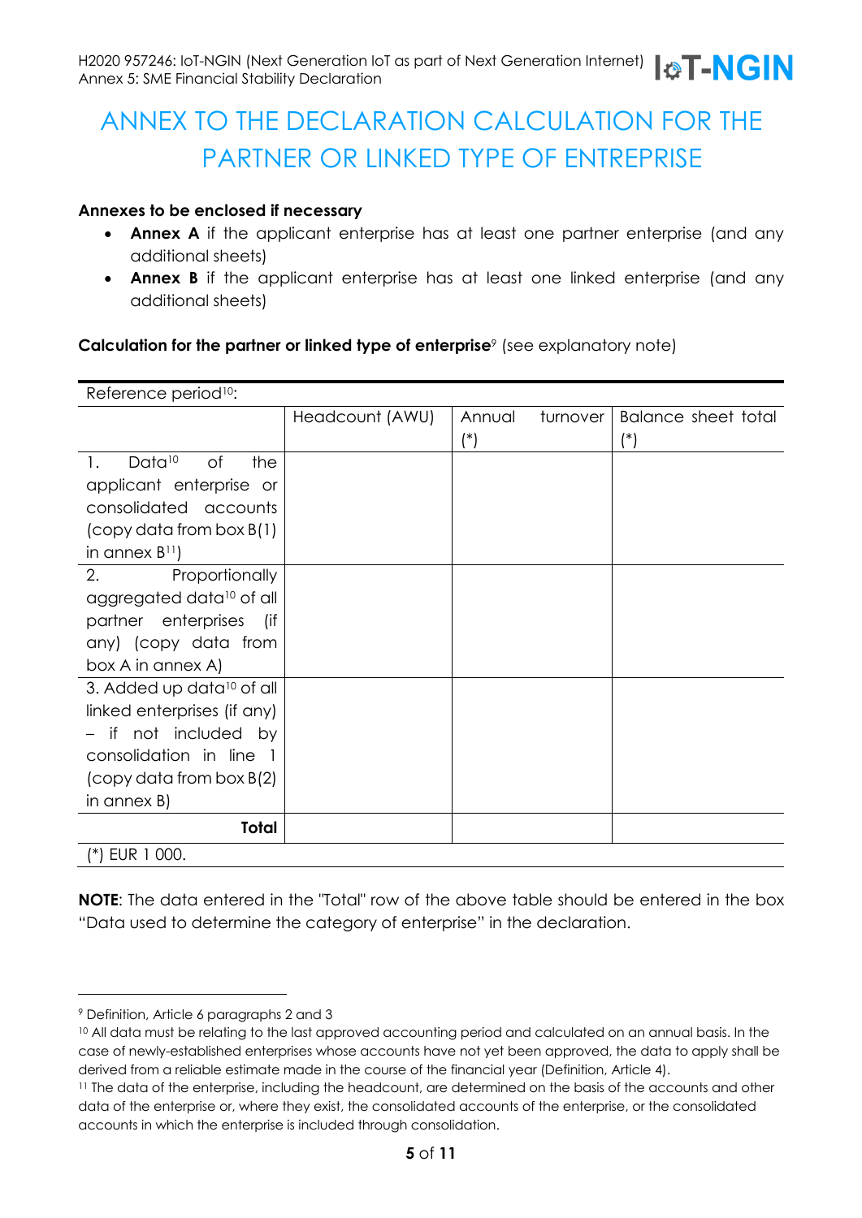# ANNEX TO THE DECLARATION CALCULATION FOR THE PARTNER OR LINKED TYPE OF ENTERPRISE

**Annexes to be enclosed if necessary**

- **Annex A** if the applicant enterprise has at least one partner enterprise (and any additional sheets)
- **Annex B** if the applicant enterprise has at least one linked enterprise (and any additional sheets)

**Calculation for the partner or linked type of enterprise**[9] (see explanatory note)

| Reference period[10]: | | | |
|---|---|---|---|
| | Headcount (AWU) | Annual turnover (*) | Balance sheet total (*) |
| 1. Data[10] of the applicant enterprise or consolidated accounts (copy data from box B(1) in annex B[11]) | | | |
| 2. Proportionally aggregated data[10] of all partner enterprises (if any) (copy data from box A in annex A) | | | |
| 3. Added up data[10] of all linked enterprises (if any) – if not included by consolidation in line 1 (copy data from box B(2) in annex B) | | | |
| **Total** | | | |

(*) EUR 1 000.

**NOTE**: The data entered in the "Total" row of the above table should be entered in the box "Data used to determine the category of enterprise" in the declaration.

[9] Definition, Article 6 paragraphs 2 and 3

[10] All data must be relating to the last approved accounting period and calculated on an annual basis. In the case of newly-established enterprises whose accounts have not yet been approved, the data to apply shall be derived from a reliable estimate made in the course of the financial year (Definition, Article 4).

[11] The data of the enterprise, including the headcount, are determined on the basis of the accounts and other data of the enterprise or, where they exist, the consolidated accounts of the enterprise, or the consolidated accounts in which the enterprise is included through consolidation.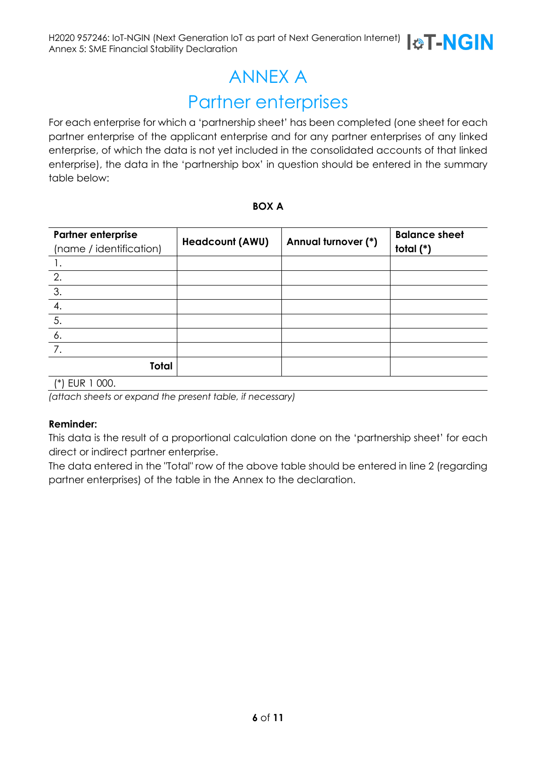# ANNEX A

## Partner enterprises

For each enterprise for which a 'partnership sheet' has been completed (one sheet for each partner enterprise of the applicant enterprise and for any partner enterprises of any linked enterprise, of which the data is not yet included in the consolidated accounts of that linked enterprise), the data in the 'partnership box' in question should be entered in the summary table below:

**BOX A**

| **Partner enterprise** (name / identification) | **Headcount (AWU)** | **Annual turnover (*)** | **Balance sheet total (*)** |
|---|---|---|---|
| 1. | | | |
| 2. | | | |
| 3. | | | |
| 4. | | | |
| 5. | | | |
| 6. | | | |
| 7. | | | |
| **Total** | | | |

(*) EUR 1 000.

*(attach sheets or expand the present table, if necessary)*

**Reminder:**

This data is the result of a proportional calculation done on the 'partnership sheet' for each direct or indirect partner enterprise.

The data entered in the "Total" row of the above table should be entered in line 2 (regarding partner enterprises) of the table in the Annex to the declaration.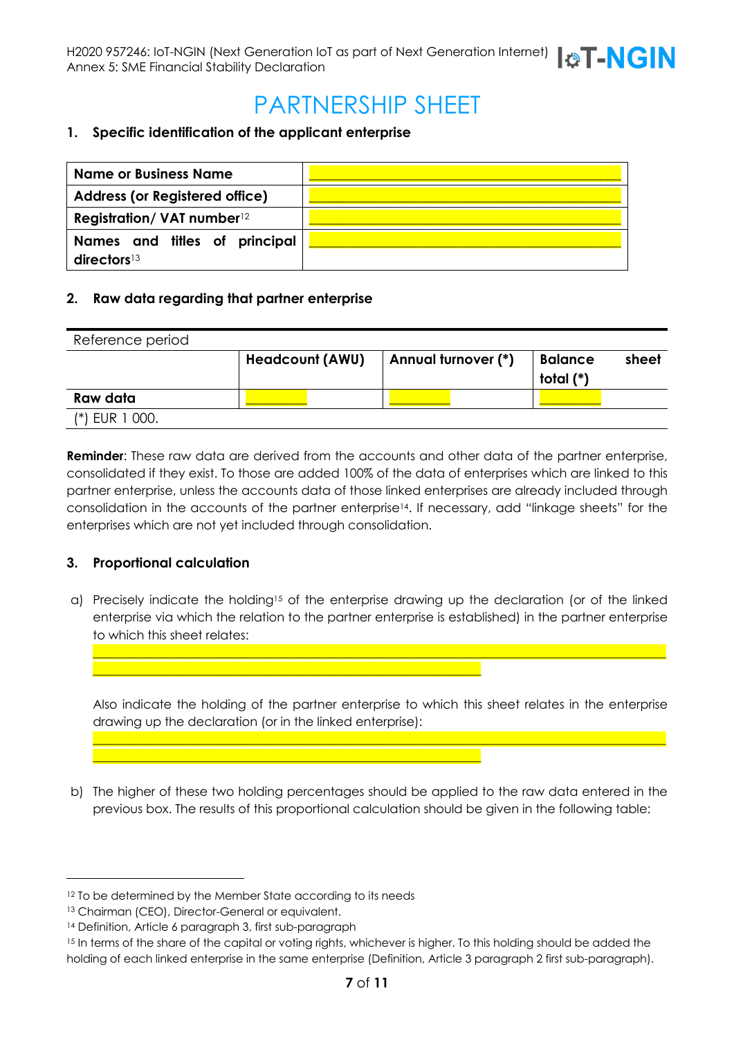# PARTNERSHIP SHEET

## 1. Specific identification of the applicant enterprise

| Name or Business Name | ___________________________ |
|---|---|
| Address (or Registered office) | ___________________________ |
| Registration/ VAT number[12] | ___________________________ |
| Names and titles of principal directors[13] | ___________________________ |

## 2. Raw data regarding that partner enterprise

| Reference period | | | |
|---|---|---|---|
| | **Headcount (AWU)** | **Annual turnover (*)** | **Balance sheet total (*)** |
| **Raw data** | ________ | ________ | ________ |
| (*) EUR 1 000. | | | |

**Reminder**: These raw data are derived from the accounts and other data of the partner enterprise, consolidated if they exist. To those are added 100% of the data of enterprises which are linked to this partner enterprise, unless the accounts data of those linked enterprises are already included through consolidation in the accounts of the partner enterprise[14]. If necessary, add "linkage sheets" for the enterprises which are not yet included through consolidation.

## 3. Proportional calculation

a) Precisely indicate the holding[15] of the enterprise drawing up the declaration (or of the linked enterprise via which the relation to the partner enterprise is established) in the partner enterprise to which this sheet relates:

______________________________________________________________________________
_____________________________________________________

Also indicate the holding of the partner enterprise to which this sheet relates in the enterprise drawing up the declaration (or in the linked enterprise):

______________________________________________________________________________
_____________________________________________________

b) The higher of these two holding percentages should be applied to the raw data entered in the previous box. The results of this proportional calculation should be given in the following table:

---

[12] To be determined by the Member State according to its needs

[13] Chairman (CEO), Director-General or equivalent.

[14] Definition, Article 6 paragraph 3, first sub-paragraph

[15] In terms of the share of the capital or voting rights, whichever is higher. To this holding should be added the holding of each linked enterprise in the same enterprise (Definition, Article 3 paragraph 2 first sub-paragraph).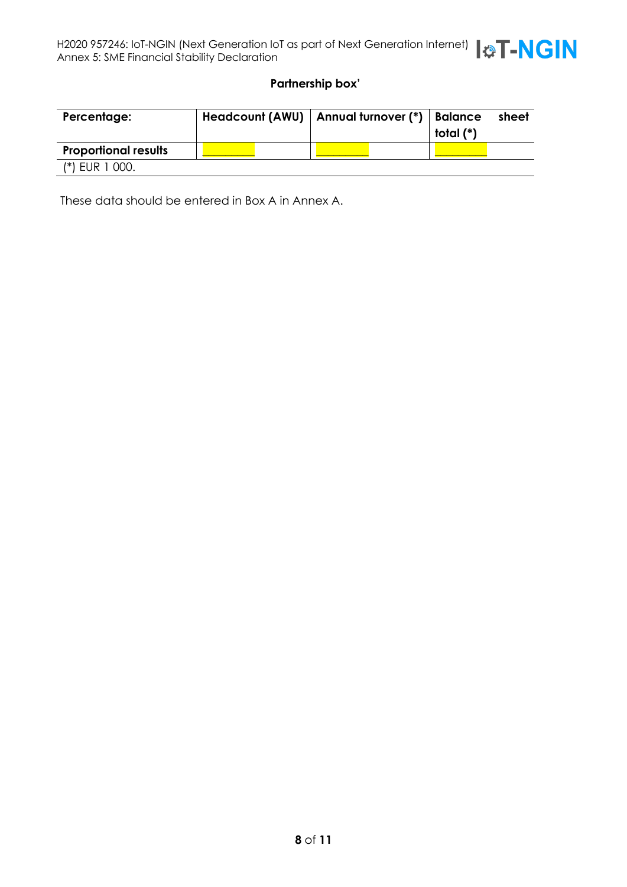**Partnership box'**

| Percentage: | Headcount (AWU) | Annual turnover (*) | Balance sheet total (*) |
| --- | --- | --- | --- |
| **Proportional results** | ________ | ________ | ________ |
| (*) EUR 1 000. | | | |

These data should be entered in Box A in Annex A.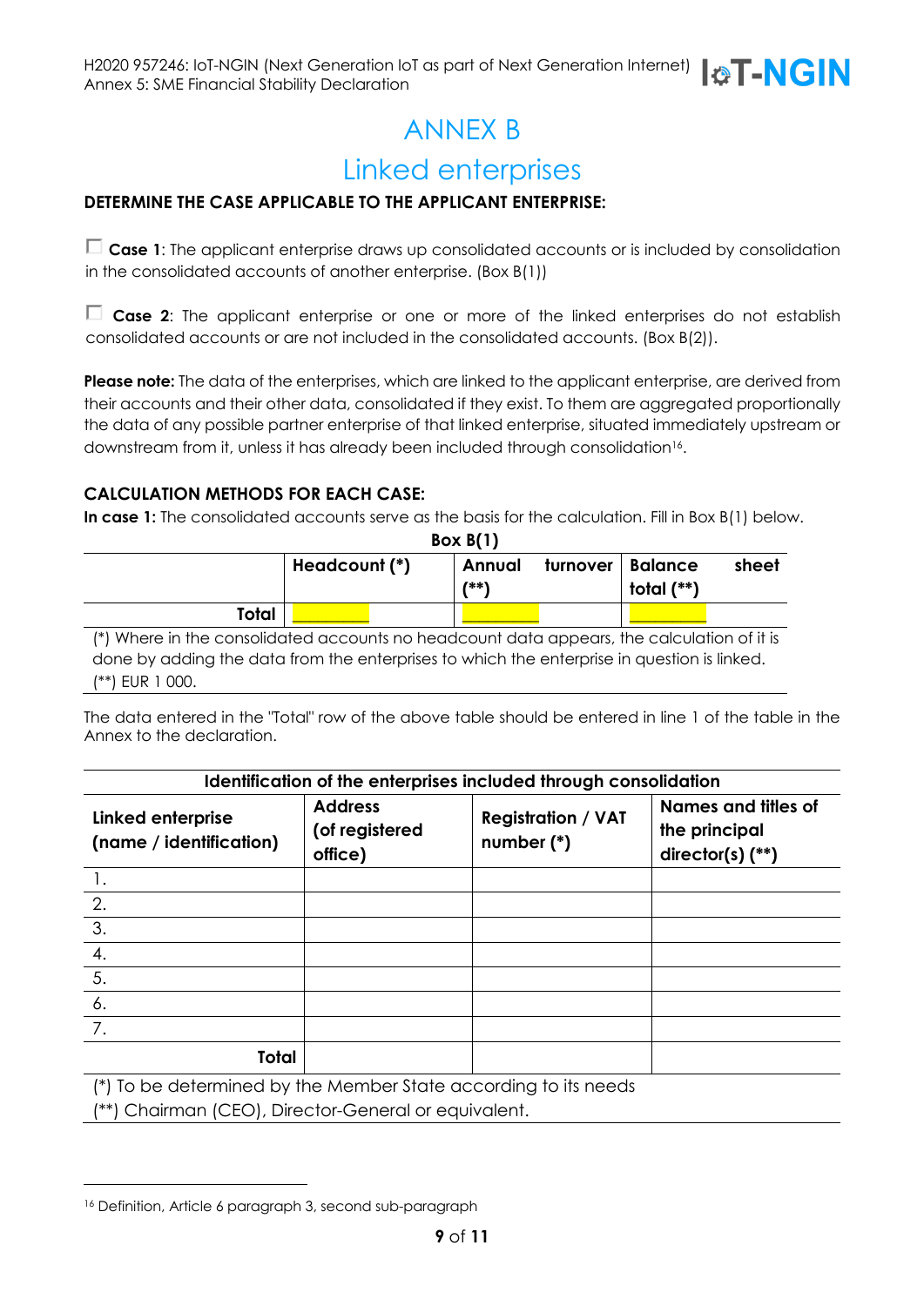# ANNEX B

## Linked enterprises

**DETERMINE THE CASE APPLICABLE TO THE APPLICANT ENTERPRISE:**

☐ **Case 1**: The applicant enterprise draws up consolidated accounts or is included by consolidation in the consolidated accounts of another enterprise. (Box B(1))

☐ **Case 2**: The applicant enterprise or one or more of the linked enterprises do not establish consolidated accounts or are not included in the consolidated accounts. (Box B(2)).

**Please note:** The data of the enterprises, which are linked to the applicant enterprise, are derived from their accounts and their other data, consolidated if they exist. To them are aggregated proportionally the data of any possible partner enterprise of that linked enterprise, situated immediately upstream or downstream from it, unless it has already been included through consolidation[16].

**CALCULATION METHODS FOR EACH CASE:**

**In case 1:** The consolidated accounts serve as the basis for the calculation. Fill in Box B(1) below.

**Box B(1)**

| | Headcount (*) | Annual turnover (**) | Balance sheet total (**) |
|---|---|---|---|
| **Total** | | | |

(*) Where in the consolidated accounts no headcount data appears, the calculation of it is done by adding the data from the enterprises to which the enterprise in question is linked.
(**) EUR 1 000.

The data entered in the "Total" row of the above table should be entered in line 1 of the table in the Annex to the declaration.

| **Identification of the enterprises included through consolidation** | | | |
|---|---|---|---|
| **Linked enterprise (name / identification)** | **Address (of registered office)** | **Registration / VAT number (*)** | **Names and titles of the principal director(s) (**)** |
| 1. | | | |
| 2. | | | |
| 3. | | | |
| 4. | | | |
| 5. | | | |
| 6. | | | |
| 7. | | | |
| **Total** | | | |

(*) To be determined by the Member State according to its needs
(**) Chairman (CEO), Director-General or equivalent.

[16] Definition, Article 6 paragraph 3, second sub-paragraph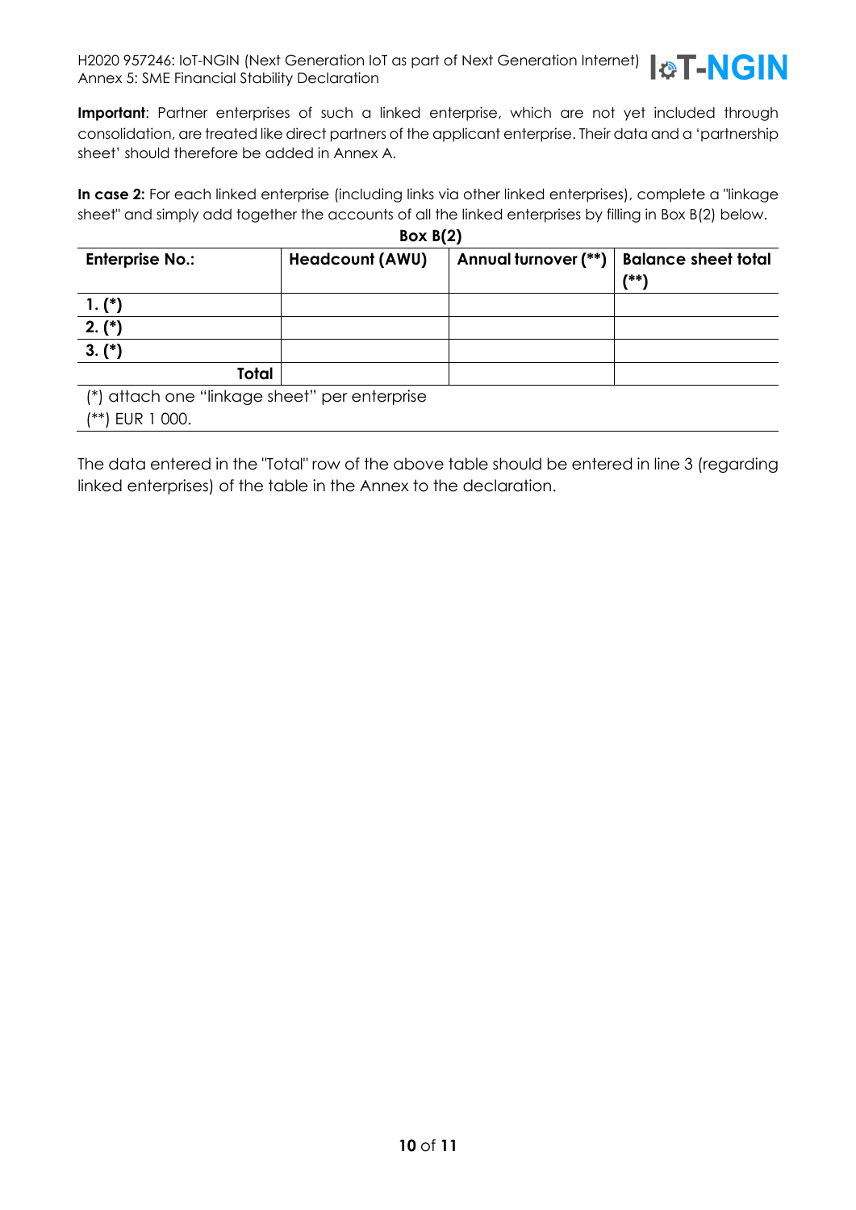**Important**: Partner enterprises of such a linked enterprise, which are not yet included through consolidation, are treated like direct partners of the applicant enterprise. Their data and a 'partnership sheet' should therefore be added in Annex A.

**In case 2:** For each linked enterprise (including links via other linked enterprises), complete a "linkage sheet" and simply add together the accounts of all the linked enterprises by filling in Box B(2) below.

**Box B(2)**

| Enterprise No.: | Headcount (AWU) | Annual turnover (**) | Balance sheet total (**) |
|---|---|---|---|
| **1. (*)** | | | |
| **2. (*)** | | | |
| **3. (*)** | | | |
| **Total** | | | |

(*) attach one "linkage sheet" per enterprise
(**) EUR 1 000.

The data entered in the "Total" row of the above table should be entered in line 3 (regarding linked enterprises) of the table in the Annex to the declaration.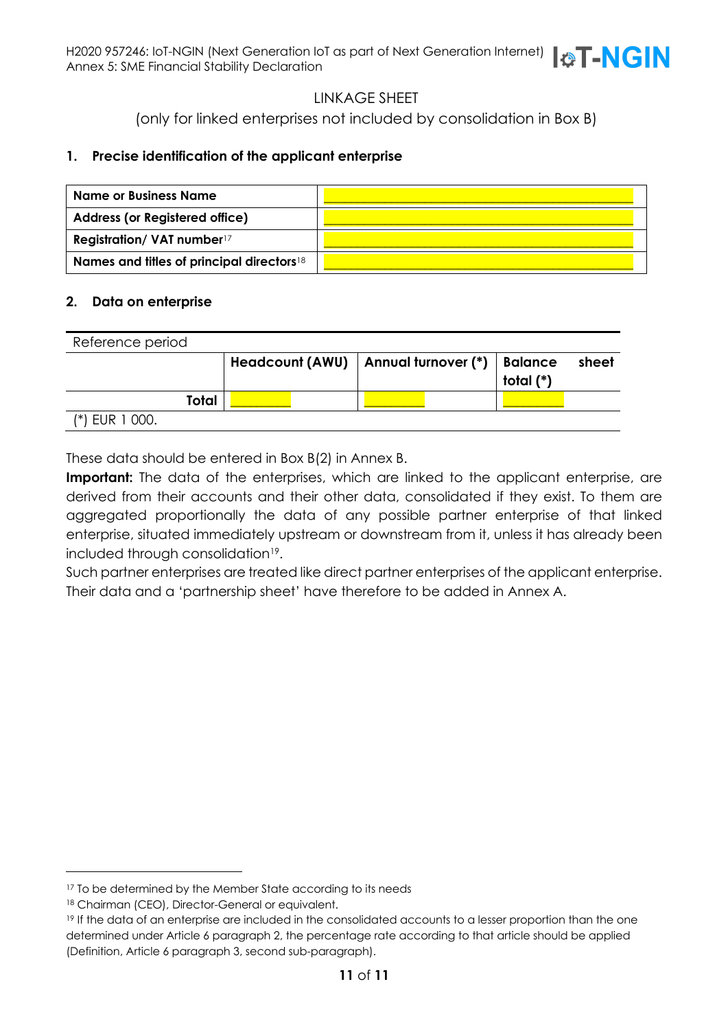LINKAGE SHEET

(only for linked enterprises not included by consolidation in Box B)

## 1. Precise identification of the applicant enterprise

| | |
|---|---|
| **Name or Business Name** | |
| **Address (or Registered office)** | |
| **Registration/ VAT number**[17] | |
| **Names and titles of principal directors**[18] | |

## 2. Data on enterprise

| Reference period | | | |
|---|---|---|---|
| | **Headcount (AWU)** | **Annual turnover (*)** | **Balance sheet total (*)** |
| **Total** | | | |
| (*) EUR 1 000. | | | |

These data should be entered in Box B(2) in Annex B.

**Important:** The data of the enterprises, which are linked to the applicant enterprise, are derived from their accounts and their other data, consolidated if they exist. To them are aggregated proportionally the data of any possible partner enterprise of that linked enterprise, situated immediately upstream or downstream from it, unless it has already been included through consolidation[19].

Such partner enterprises are treated like direct partner enterprises of the applicant enterprise. Their data and a 'partnership sheet' have therefore to be added in Annex A.

---

[17] To be determined by the Member State according to its needs

[18] Chairman (CEO), Director-General or equivalent.

[19] If the data of an enterprise are included in the consolidated accounts to a lesser proportion than the one determined under Article 6 paragraph 2, the percentage rate according to that article should be applied (Definition, Article 6 paragraph 3, second sub-paragraph).